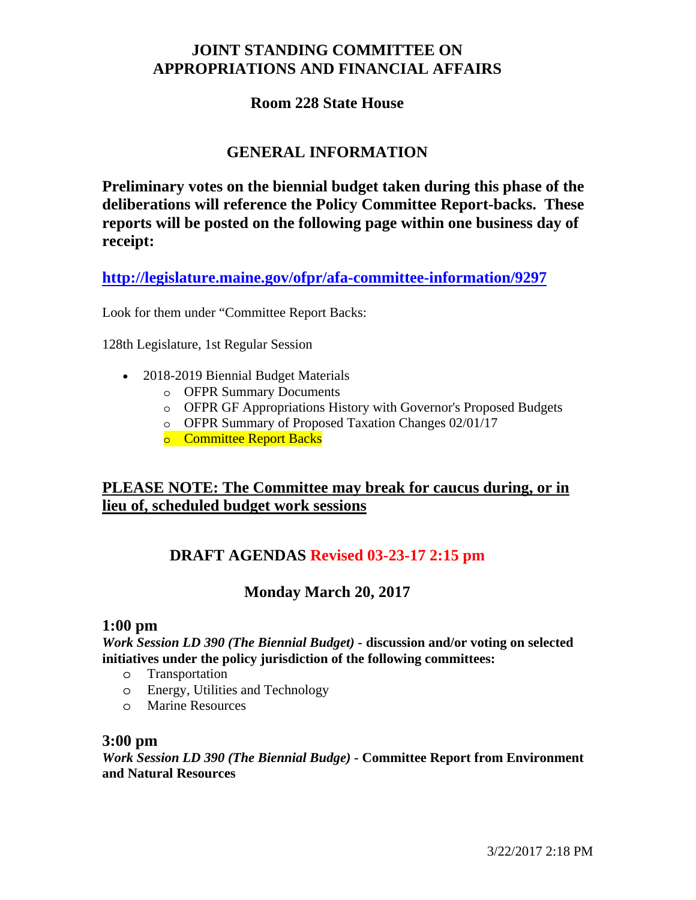# JOINT STANDING COMMITTEE ON APPROPRIATIONS AND FINANCIAL AFFAIRS

## Room 228 State House

## GENERAL INFORMATION

**Preliminary votes on the biennial budget taken during this phase of the deliberations will reference the Policy Committee Report-backs. These reports will be posted on the following page within one business day of receipt:**

**http://legislature.maine.gov/ofpr/afa-committee-information/9297**

Look for them under "Committee Report Backs:

128th Legislature, 1st Regular Session

- 2018-2019 Biennial Budget Materials
  - OFPR Summary Documents
  - OFPR GF Appropriations History with Governor's Proposed Budgets
  - OFPR Summary of Proposed Taxation Changes 02/01/17
  - Committee Report Backs

**PLEASE NOTE: The Committee may break for caucus during, or in lieu of, scheduled budget work sessions**

## DRAFT AGENDAS Revised 03-23-17 2:15 pm

### Monday March 20, 2017

**1:00 pm**

***Work Session LD 390 (The Biennial Budget)* - discussion and/or voting on selected initiatives under the policy jurisdiction of the following committees:**

- Transportation
- Energy, Utilities and Technology
- Marine Resources

**3:00 pm**

***Work Session LD 390 (The Biennial Budge)* - Committee Report from Environment and Natural Resources**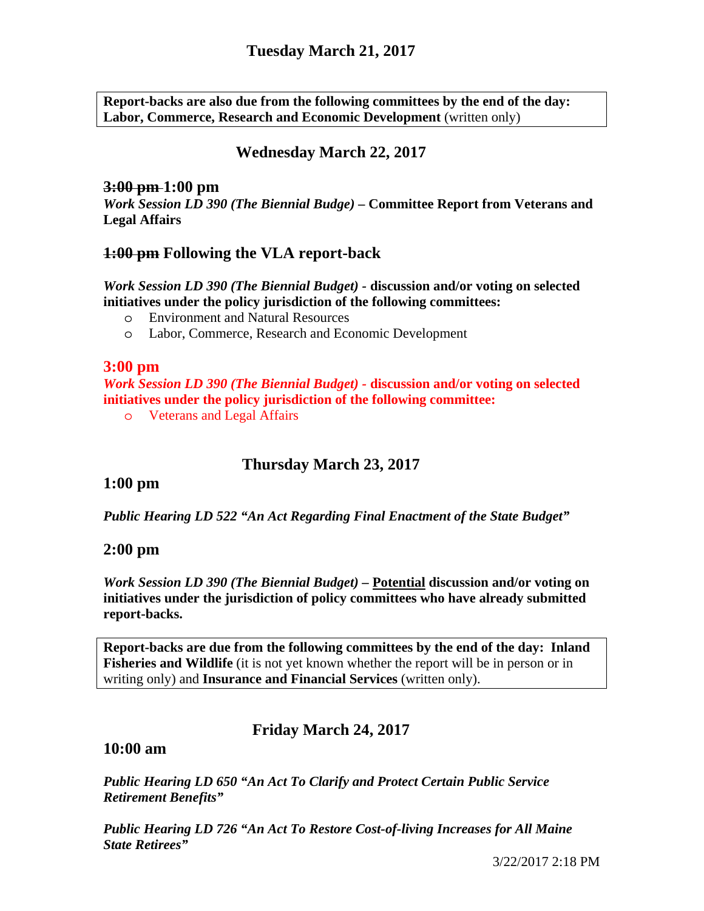## Tuesday March 21, 2017

**Report-backs are also due from the following committees by the end of the day: Labor, Commerce, Research and Economic Development** (written only)

## Wednesday March 22, 2017

### ~~3:00 pm~~ 1:00 pm

***Work Session LD 390 (The Biennial Budge)* – Committee Report from Veterans and Legal Affairs**

### ~~1:00 pm~~ Following the VLA report-back

***Work Session LD 390 (The Biennial Budget)* - discussion and/or voting on selected initiatives under the policy jurisdiction of the following committees:**

- Environment and Natural Resources
- Labor, Commerce, Research and Economic Development

### 3:00 pm

***Work Session LD 390 (The Biennial Budget)* - discussion and/or voting on selected initiatives under the policy jurisdiction of the following committee:**

- Veterans and Legal Affairs

## Thursday March 23, 2017

### 1:00 pm

***Public Hearing LD 522 "An Act Regarding Final Enactment of the State Budget"***

### 2:00 pm

***Work Session LD 390 (The Biennial Budget)* – Potential discussion and/or voting on initiatives under the jurisdiction of policy committees who have already submitted report-backs.**

**Report-backs are due from the following committees by the end of the day: Inland Fisheries and Wildlife** (it is not yet known whether the report will be in person or in writing only) and **Insurance and Financial Services** (written only).

## Friday March 24, 2017

### 10:00 am

***Public Hearing LD 650 "An Act To Clarify and Protect Certain Public Service Retirement Benefits"***

***Public Hearing LD 726 "An Act To Restore Cost-of-living Increases for All Maine State Retirees"***

3/22/2017 2:18 PM